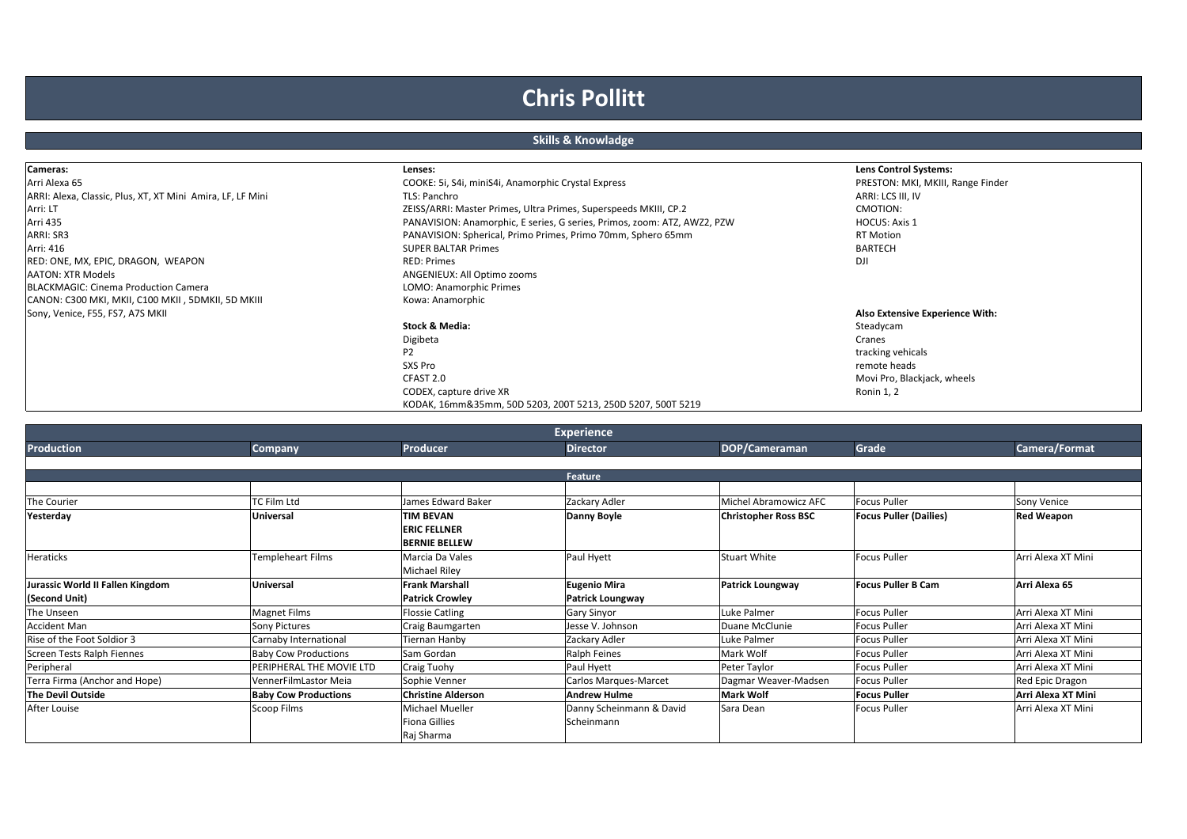# Chris Pollitt

## Skills & Knowladge

**Cameras:**
Arri Alexa 65
ARRI: Alexa, Classic, Plus, XT, XT Mini Amira, LF, LF Mini
Arri: LT
Arri 435
ARRI: SR3
Arri: 416
RED: ONE, MX, EPIC, DRAGON, WEAPON
AATON: XTR Models
BLACKMAGIC: Cinema Production Camera
CANON: C300 MKI, MKII, C100 MKII , 5DMKII, 5D MKIII
Sony, Venice, F55, FS7, A7S MKII

**Lenses:**
COOKE: 5i, S4i, miniS4i, Anamorphic Crystal Express
TLS: Panchro
ZEISS/ARRI: Master Primes, Ultra Primes, Superspeeds MKIII, CP.2
PANAVISION: Anamorphic, E series, G series, Primos, zoom: ATZ, AWZ2, PZW
PANAVISION: Spherical, Primo Primes, Primo 70mm, Sphero 65mm
SUPER BALTAR Primes
RED: Primes
ANGENIEUX: All Optimo zooms
LOMO: Anamorphic Primes
Kowa: Anamorphic

**Stock & Media:**
Digibeta
P2
SXS Pro
CFAST 2.0
CODEX, capture drive XR
KODAK, 16mm&35mm, 50D 5203, 200T 5213, 250D 5207, 500T 5219

**Lens Control Systems:**
PRESTON: MKI, MKIII, Range Finder
ARRI: LCS III, IV
CMOTION:
HOCUS: Axis 1
RT Motion
BARTECH
DJI

**Also Extensive Experience With:**
Steadycam
Cranes
tracking vehicals
remote heads
Movi Pro, Blackjack, wheels
Ronin 1, 2

## Experience

| Production | Company | Producer | Director | DOP/Cameraman | Grade | Camera/Format |
|---|---|---|---|---|---|---|
| **Feature** | | | | | | |
| The Courier | TC Film Ltd | James Edward Baker | Zackary Adler | Michel Abramowicz AFC | Focus Puller | Sony Venice |
| **Yesterday** | **Universal** | **TIM BEVAN**<br>**ERIC FELLNER**<br>**BERNIE BELLEW** | **Danny Boyle** | **Christopher Ross BSC** | **Focus Puller (Dailies)** | **Red Weapon** |
| Heraticks | Templeheart Films | Marcia Da Vales<br>Michael Riley | Paul Hyett | Stuart White | Focus Puller | Arri Alexa XT Mini |
| **Jurassic World II Fallen Kingdom (Second Unit)** | **Universal** | **Frank Marshall**<br>**Patrick Crowley** | **Eugenio Mira**<br>**Patrick Loungway** | **Patrick Loungway** | **Focus Puller B Cam** | **Arri Alexa 65** |
| The Unseen | Magnet Films | Flossie Catling | Gary Sinyor | Luke Palmer | Focus Puller | Arri Alexa XT Mini |
| Accident Man | Sony Pictures | Craig Baumgarten | Jesse V. Johnson | Duane McClunie | Focus Puller | Arri Alexa XT Mini |
| Rise of the Foot Soldier 3 | Carnaby International | Tiernan Hanby | Zackary Adler | Luke Palmer | Focus Puller | Arri Alexa XT Mini |
| Screen Tests Ralph Fiennes | Baby Cow Productions | Sam Gordan | Ralph Feines | Mark Wolf | Focus Puller | Arri Alexa XT Mini |
| Peripheral | PERIPHERAL THE MOVIE LTD | Craig Tuohy | Paul Hyett | Peter Taylor | Focus Puller | Arri Alexa XT Mini |
| Terra Firma (Anchor and Hope) | VennerFilmLastor Meia | Sophie Venner | Carlos Marques-Marcet | Dagmar Weaver-Madsen | Focus Puller | Red Epic Dragon |
| **The Devil Outside** | **Baby Cow Productions** | **Christine Alderson** | **Andrew Hulme** | **Mark Wolf** | **Focus Puller** | **Arri Alexa XT Mini** |
| After Louise | Scoop Films | Michael Mueller<br>Fiona Gillies<br>Raj Sharma | Danny Scheinmann & David Scheinmann | Sara Dean | Focus Puller | Arri Alexa XT Mini |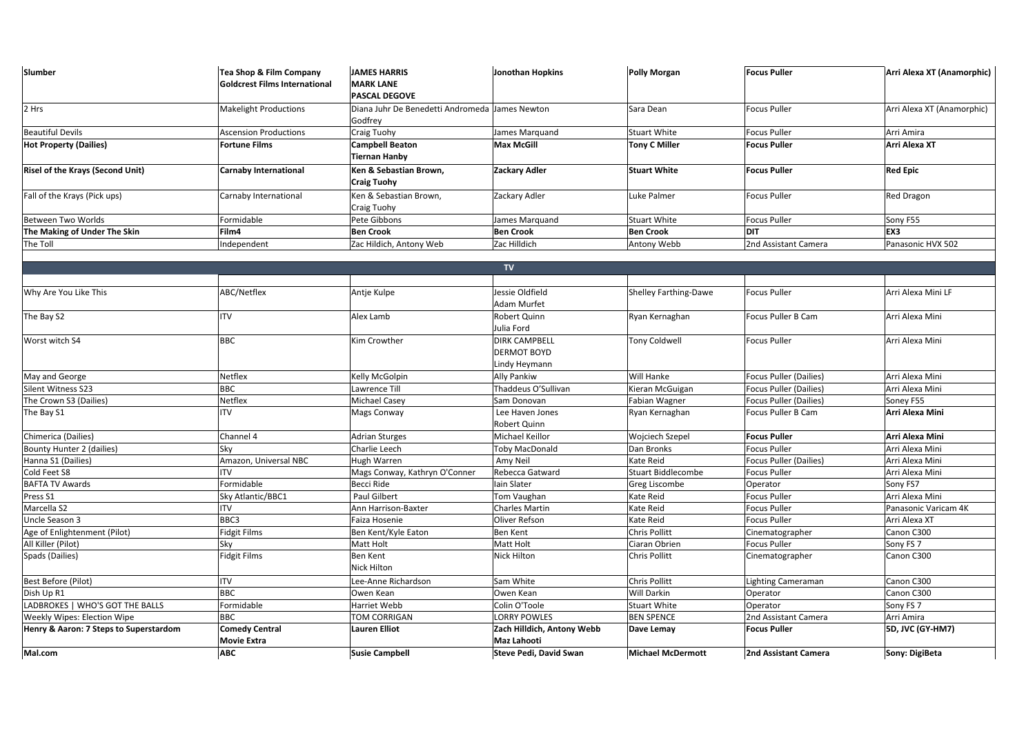| **Slumber** | **Tea Shop & Film Company Goldcrest Films International** | **JAMES HARRIS MARK LANE PASCAL DEGOVE** | **Jonothan Hopkins** | **Polly Morgan** | **Focus Puller** | **Arri Alexa XT (Anamorphic)** |
|---|---|---|---|---|---|---|
| 2 Hrs | Makelight Productions | Diana Juhr De Benedetti Andromeda Godfrey | James Newton | Sara Dean | Focus Puller | Arri Alexa XT (Anamorphic) |
| Beautiful Devils | Ascension Productions | Craig Tuohy | James Marquand | Stuart White | Focus Puller | Arri Amira |
| **Hot Property (Dailies)** | **Fortune Films** | **Campbell Beaton Tiernan Hanby** | **Max McGill** | **Tony C Miller** | **Focus Puller** | **Arri Alexa XT** |
| **Risel of the Krays (Second Unit)** | **Carnaby International** | **Ken & Sebastian Brown, Craig Tuohy** | **Zackary Adler** | **Stuart White** | **Focus Puller** | **Red Epic** |
| Fall of the Krays (Pick ups) | Carnaby International | Ken & Sebastian Brown, Craig Tuohy | Zackary Adler | Luke Palmer | Focus Puller | Red Dragon |
| Between Two Worlds | Formidable | Pete Gibbons | James Marquand | Stuart White | Focus Puller | Sony F55 |
| **The Making of Under The Skin** | **Film4** | **Ben Crook** | **Ben Crook** | **Ben Crook** | **DIT** | **EX3** |
| The Toll | Independent | Zac Hildich, Antony Web | Zac Hilldich | Antony Webb | 2nd Assistant Camera | Panasonic HVX 502 |

## TV

| | | | | | | |
|---|---|---|---|---|---|---|
| Why Are You Like This | ABC/Netflex | Antje Kulpe | Jessie Oldfield Adam Murfet | Shelley Farthing-Dawe | Focus Puller | Arri Alexa Mini LF |
| The Bay S2 | ITV | Alex Lamb | Robert Quinn Julia Ford | Ryan Kernaghan | Focus Puller B Cam | Arri Alexa Mini |
| Worst witch S4 | BBC | Kim Crowther | DIRK CAMPBELL DERMOT BOYD Lindy Heymann | Tony Coldwell | Focus Puller | Arri Alexa Mini |
| May and George | Netflex | Kelly McGolpin | Ally Pankiw | Will Hanke | Focus Puller (Dailies) | Arri Alexa Mini |
| Silent Witness S23 | BBC | Lawrence Till | Thaddeus O'Sullivan | Kieran McGuigan | Focus Puller (Dailies) | Arri Alexa Mini |
| The Crown S3 (Dailies) | Netflex | Michael Casey | Sam Donovan | Fabian Wagner | Focus Puller (Dailies) | Soney F55 |
| The Bay S1 | ITV | Mags Conway | Lee Haven Jones Robert Quinn | Ryan Kernaghan | Focus Puller B Cam | **Arri Alexa Mini** |
| Chimerica (Dailies) | Channel 4 | Adrian Sturges | Michael Keillor | Wojciech Szepel | **Focus Puller** | **Arri Alexa Mini** |
| Bounty Hunter 2 (dailies) | Sky | Charlie Leech | Toby MacDonald | Dan Bronks | Focus Puller | Arri Alexa Mini |
| Hanna S1 (Dailies) | Amazon, Universal NBC | Hugh Warren | Amy Neil | Kate Reid | Focus Puller (Dailies) | Arri Alexa Mini |
| Cold Feet S8 | ITV | Mags Conway, Kathryn O'Conner | Rebecca Gatward | Stuart Biddlecombe | Focus Puller | Arri Alexa Mini |
| BAFTA TV Awards | Formidable | Becci Ride | Iain Slater | Greg Liscombe | Operator | Sony FS7 |
| Press S1 | Sky Atlantic/BBC1 | Paul Gilbert | Tom Vaughan | Kate Reid | Focus Puller | Arri Alexa Mini |
| Marcella S2 | ITV | Ann Harrison-Baxter | Charles Martin | Kate Reid | Focus Puller | Panasonic Varicam 4K |
| Uncle Season 3 | BBC3 | Faiza Hosenie | Oliver Refson | Kate Reid | Focus Puller | Arri Alexa XT |
| Age of Enlightenment (Pilot) | Fidgit Films | Ben Kent/Kyle Eaton | Ben Kent | Chris Pollitt | Cinematographer | Canon C300 |
| All Killer (Pilot) | Sky | Matt Holt | Matt Holt | Ciaran Obrien | Focus Puller | Sony FS 7 |
| Spads (Dailies) | Fidgit Films | Ben Kent Nick Hilton | Nick Hilton | Chris Pollitt | Cinematographer | Canon C300 |
| Best Before (Pilot) | ITV | Lee-Anne Richardson | Sam White | Chris Pollitt | Lighting Cameraman | Canon C300 |
| Dish Up R1 | BBC | Owen Kean | Owen Kean | Will Darkin | Operator | Canon C300 |
| LADBROKES \| WHO'S GOT THE BALLS | Formidable | Harriet Webb | Colin O'Toole | Stuart White | Operator | Sony FS 7 |
| Weekly Wipes: Election Wipe | BBC | TOM CORRIGAN | LORRY POWLES | BEN SPENCE | 2nd Assistant Camera | Arri Amira |
| **Henry & Aaron: 7 Steps to Superstardom** | **Comedy Central Movie Extra** | **Lauren Elliot** | **Zach Hilldich, Antony Webb Maz Lahooti** | **Dave Lemay** | **Focus Puller** | **5D, JVC (GY-HM7)** |
| **Mal.com** | **ABC** | **Susie Campbell** | **Steve Pedi, David Swan** | **Michael McDermott** | **2nd Assistant Camera** | **Sony: DigiBeta** |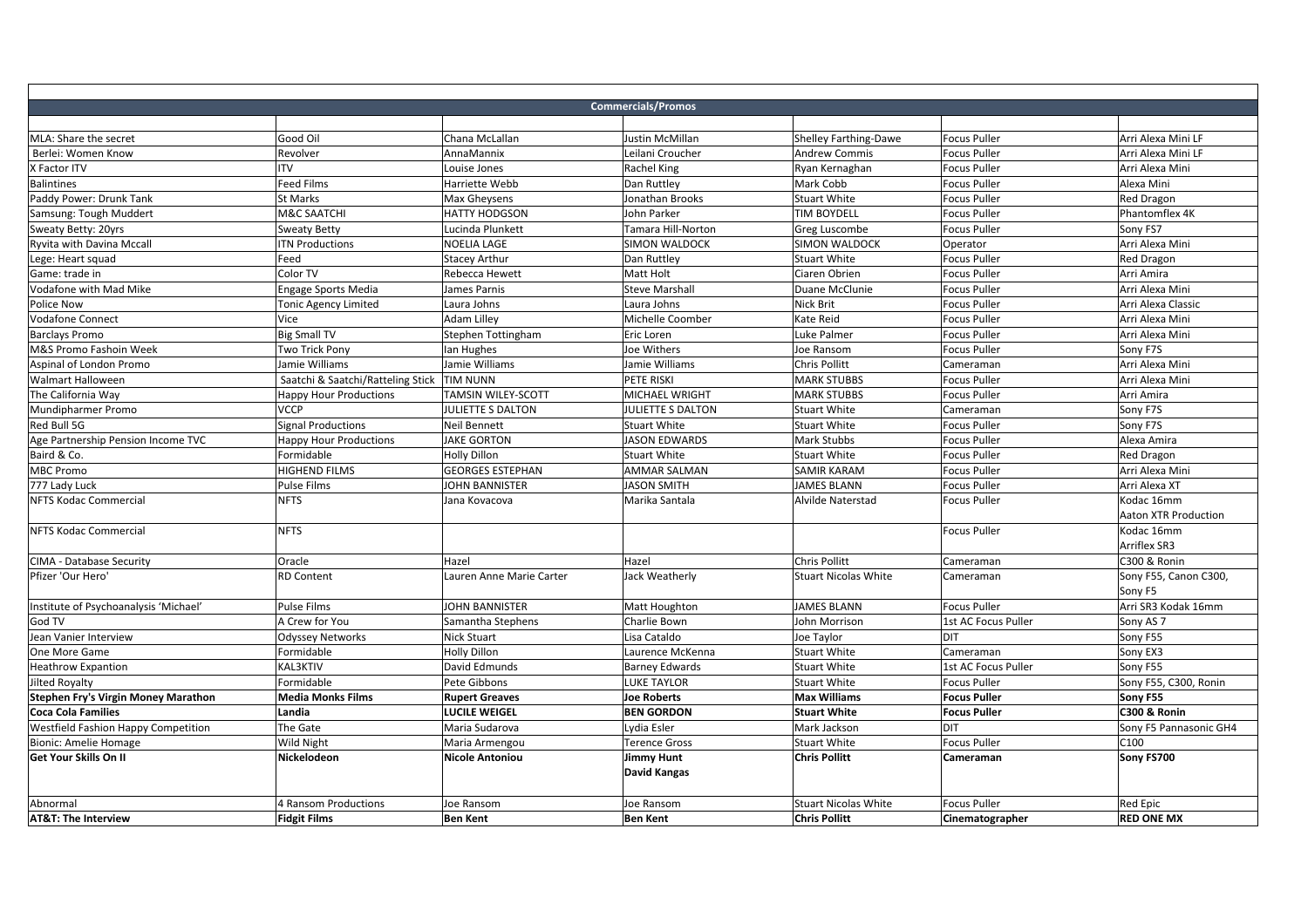| Commercials/Promos | | | | | | |
|---|---|---|---|---|---|---|
| MLA: Share the secret | Good Oil | Chana McLallan | Justin McMillan | Shelley Farthing-Dawe | Focus Puller | Arri Alexa Mini LF |
| Berlei: Women Know | Revolver | AnnaMannix | Leilani Croucher | Andrew Commis | Focus Puller | Arri Alexa Mini LF |
| X Factor ITV | ITV | Louise Jones | Rachel King | Ryan Kernaghan | Focus Puller | Arri Alexa Mini |
| Balintines | Feed Films | Harriette Webb | Dan Ruttley | Mark Cobb | Focus Puller | Alexa Mini |
| Paddy Power: Drunk Tank | St Marks | Max Gheysens | Jonathan Brooks | Stuart White | Focus Puller | Red Dragon |
| Samsung: Tough Muddert | M&C SAATCHI | HATTY HODGSON | John Parker | TIM BOYDELL | Focus Puller | Phantomflex 4K |
| Sweaty Betty: 20yrs | Sweaty Betty | Lucinda Plunkett | Tamara Hill-Norton | Greg Luscombe | Focus Puller | Sony FS7 |
| Ryvita with Davina Mccall | ITN Productions | NOELIA LAGE | SIMON WALDOCK | SIMON WALDOCK | Operator | Arri Alexa Mini |
| Lege: Heart squad | Feed | Stacey Arthur | Dan Ruttley | Stuart White | Focus Puller | Red Dragon |
| Game: trade in | Color TV | Rebecca Hewett | Matt Holt | Ciaren Obrien | Focus Puller | Arri Amira |
| Vodafone with Mad Mike | Engage Sports Media | James Parnis | Steve Marshall | Duane McClunie | Focus Puller | Arri Alexa Mini |
| Police Now | Tonic Agency Limited | Laura Johns | Laura Johns | Nick Brit | Focus Puller | Arri Alexa Classic |
| Vodafone Connect | Vice | Adam Lilley | Michelle Coomber | Kate Reid | Focus Puller | Arri Alexa Mini |
| Barclays Promo | Big Small TV | Stephen Tottingham | Eric Loren | Luke Palmer | Focus Puller | Arri Alexa Mini |
| M&S Promo Fashoin Week | Two Trick Pony | Ian Hughes | Joe Withers | Joe Ransom | Focus Puller | Sony F7S |
| Aspinal of London Promo | Jamie Williams | Jamie Williams | Jamie Williams | Chris Pollitt | Cameraman | Arri Alexa Mini |
| Walmart Halloween | Saatchi & Saatchi/Ratteling Stick | TIM NUNN | PETE RISKI | MARK STUBBS | Focus Puller | Arri Alexa Mini |
| The California Way | Happy Hour Productions | TAMSIN WILEY-SCOTT | MICHAEL WRIGHT | MARK STUBBS | Focus Puller | Arri Amira |
| Mundipharmer Promo | VCCP | JULIETTE S DALTON | JULIETTE S DALTON | Stuart White | Cameraman | Sony F7S |
| Red Bull 5G | Signal Productions | Neil Bennett | Stuart White | Stuart White | Focus Puller | Sony F7S |
| Age Partnership Pension Income TVC | Happy Hour Productions | JAKE GORTON | JASON EDWARDS | Mark Stubbs | Focus Puller | Alexa Amira |
| Baird & Co. | Formidable | Holly Dillon | Stuart White | Stuart White | Focus Puller | Red Dragon |
| MBC Promo | HIGHEND FILMS | GEORGES ESTEPHAN | AMMAR SALMAN | SAMIR KARAM | Focus Puller | Arri Alexa Mini |
| 777 Lady Luck | Pulse Films | JOHN BANNISTER | JASON SMITH | JAMES BLANN | Focus Puller | Arri Alexa XT |
| NFTS Kodac Commercial | NFTS | Jana Kovacova | Marika Santala | Alvilde Naterstad | Focus Puller | Kodac 16mm Aaton XTR Production |
| NFTS Kodac Commercial | NFTS | | | | Focus Puller | Kodac 16mm Arriflex SR3 |
| CIMA - Database Security | Oracle | Hazel | Hazel | Chris Pollitt | Cameraman | C300 & Ronin |
| Pfizer 'Our Hero' | RD Content | Lauren Anne Marie Carter | Jack Weatherly | Stuart Nicolas White | Cameraman | Sony F55, Canon C300, Sony F5 |
| Institute of Psychoanalysis 'Michael' | Pulse Films | JOHN BANNISTER | Matt Houghton | JAMES BLANN | Focus Puller | Arri SR3 Kodak 16mm |
| God TV | A Crew for You | Samantha Stephens | Charlie Bown | John Morrison | 1st AC Focus Puller | Sony AS 7 |
| Jean Vanier Interview | Odyssey Networks | Nick Stuart | Lisa Cataldo | Joe Taylor | DIT | Sony F55 |
| One More Game | Formidable | Holly Dillon | Laurence McKenna | Stuart White | Cameraman | Sony EX3 |
| Heathrow Expantion | KAL3KTIV | David Edmunds | Barney Edwards | Stuart White | 1st AC Focus Puller | Sony F55 |
| Jilted Royalty | Formidable | Pete Gibbons | LUKE TAYLOR | Stuart White | Focus Puller | Sony F55, C300, Ronin |
| **Stephen Fry's Virgin Money Marathon** | **Media Monks Films** | **Rupert Greaves** | **Joe Roberts** | **Max Williams** | **Focus Puller** | **Sony F55** |
| **Coca Cola Families** | **Landia** | **LUCILE WEIGEL** | **BEN GORDON** | **Stuart White** | **Focus Puller** | **C300 & Ronin** |
| Westfield Fashion Happy Competition | The Gate | Maria Sudarova | Lydia Esler | Mark Jackson | DIT | Sony F5 Pannasonic GH4 |
| Bionic: Amelie Homage | Wild Night | Maria Armengou | Terence Gross | Stuart White | Focus Puller | C100 |
| **Get Your Skills On II** | **Nickelodeon** | **Nicole Antoniou** | **Jimmy Hunt David Kangas** | **Chris Pollitt** | **Cameraman** | **Sony FS700** |
| Abnormal | 4 Ransom Productions | Joe Ransom | Joe Ransom | Stuart Nicolas White | Focus Puller | Red Epic |
| **AT&T: The Interview** | **Fidgit Films** | **Ben Kent** | **Ben Kent** | **Chris Pollitt** | **Cinematographer** | **RED ONE MX** |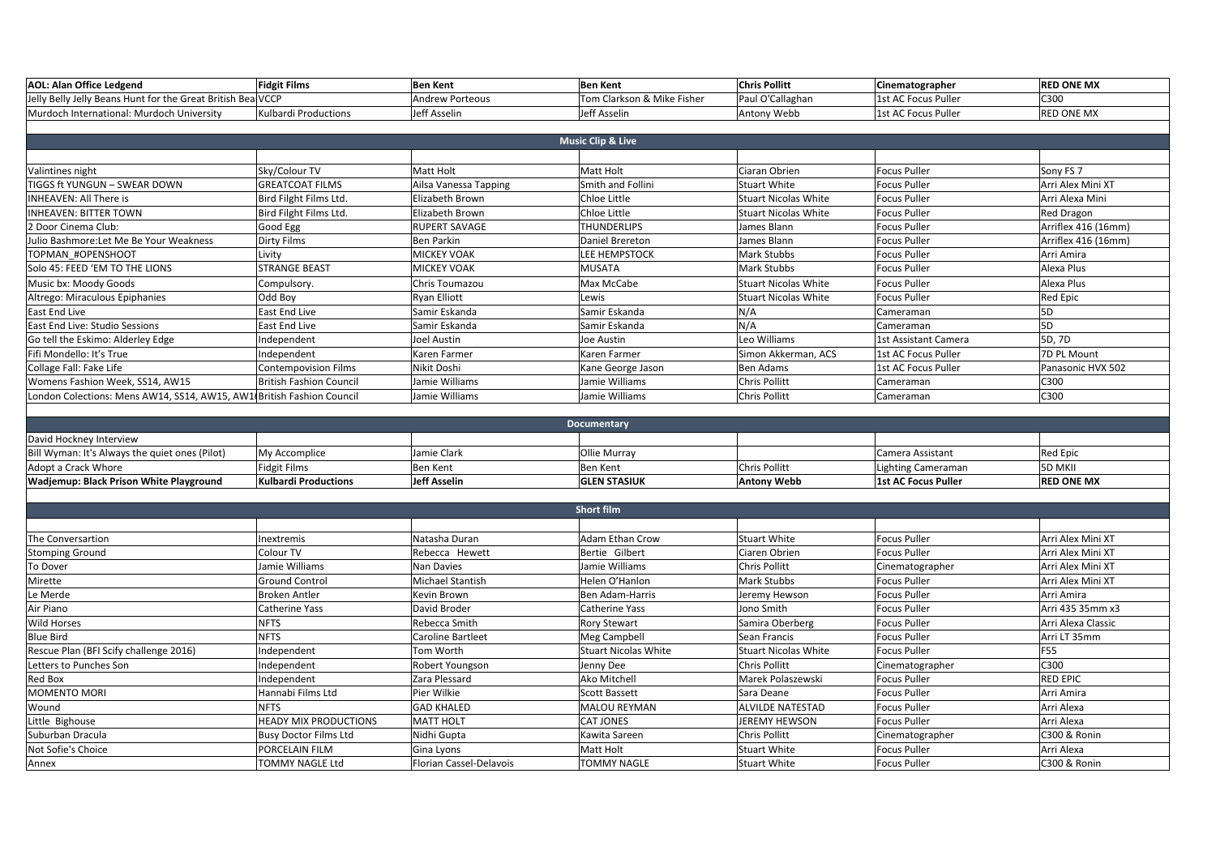| **AOL: Alan Office Ledgend** | **Fidgit Films** | **Ben Kent** | **Ben Kent** | **Chris Pollitt** | **Cinematographer** | **RED ONE MX** |
|---|---|---|---|---|---|---|
| Jelly Belly Jelly Beans Hunt for the Great British Bea | VCCP | Andrew Porteous | Tom Clarkson & Mike Fisher | Paul O'Callaghan | 1st AC Focus Puller | C300 |
| Murdoch International: Murdoch University | Kulbardi Productions | Jeff Asselin | Jeff Asselin | Antony Webb | 1st AC Focus Puller | RED ONE MX |
| | | | | | | |
| | | | **Music Clip & Live** | | | |
| | | | | | | |
| Valintines night | Sky/Colour TV | Matt Holt | Matt Holt | Ciaran Obrien | Focus Puller | Sony FS 7 |
| TIGGS ft YUNGUN – SWEAR DOWN | GREATCOAT FILMS | Ailsa Vanessa Tapping | Smith and Follini | Stuart White | Focus Puller | Arri Alex Mini XT |
| INHEAVEN: All There is | Bird Filght Films Ltd. | Elizabeth Brown | Chloe Little | Stuart Nicolas White | Focus Puller | Arri Alexa Mini |
| INHEAVEN: BITTER TOWN | Bird Filght Films Ltd. | Elizabeth Brown | Chloe Little | Stuart Nicolas White | Focus Puller | Red Dragon |
| 2 Door Cinema Club: | Good Egg | RUPERT SAVAGE | THUNDERLIPS | James Blann | Focus Puller | Arriflex 416 (16mm) |
| Julio Bashmore:Let Me Be Your Weakness | Dirty Films | Ben Parkin | Daniel Brereton | James Blann | Focus Puller | Arriflex 416 (16mm) |
| TOPMAN_#OPENSHOOT | Livity | MICKEY VOAK | LEE HEMPSTOCK | Mark Stubbs | Focus Puller | Arri Amira |
| Solo 45: FEED 'EM TO THE LIONS | STRANGE BEAST | MICKEY VOAK | MUSATA | Mark Stubbs | Focus Puller | Alexa Plus |
| Music bx: Moody Goods | Compulsory. | Chris Toumazou | Max McCabe | Stuart Nicolas White | Focus Puller | Alexa Plus |
| Altrego: Miraculous Epiphanies | Odd Boy | Ryan Elliott | Lewis | Stuart Nicolas White | Focus Puller | Red Epic |
| East End Live | East End Live | Samir Eskanda | Samir Eskanda | N/A | Cameraman | 5D |
| East End Live: Studio Sessions | East End Live | Samir Eskanda | Samir Eskanda | N/A | Cameraman | 5D |
| Go tell the Eskimo: Alderley Edge | Independent | Joel Austin | Joe Austin | Leo Williams | 1st Assistant Camera | 5D, 7D |
| Fifi Mondello: It's True | Independent | Karen Farmer | Karen Farmer | Simon Akkerman, ACS | 1st AC Focus Puller | 7D PL Mount |
| Collage Fall: Fake Life | Contempovision Films | Nikit Doshi | Kane George Jason | Ben Adams | 1st AC Focus Puller | Panasonic HVX 502 |
| Womens Fashion Week, SS14, AW15 | British Fashion Council | Jamie Williams | Jamie Williams | Chris Pollitt | Cameraman | C300 |
| London Colections: Mens AW14, SS14, AW15, AW1 | British Fashion Council | Jamie Williams | Jamie Williams | Chris Pollitt | Cameraman | C300 |
| | | | | | | |
| | | | **Documentary** | | | |
| David Hockney Interview | | | | | | |
| Bill Wyman: It's Always the quiet ones (Pilot) | My Accomplice | Jamie Clark | Ollie Murray | | Camera Assistant | Red Epic |
| Adopt a Crack Whore | Fidgit Films | Ben Kent | Ben Kent | Chris Pollitt | Lighting Cameraman | 5D MKII |
| **Wadjemup: Black Prison White Playground** | **Kulbardi Productions** | **Jeff Asselin** | **GLEN STASIUK** | **Antony Webb** | **1st AC Focus Puller** | **RED ONE MX** |
| | | | | | | |
| | | | **Short film** | | | |
| | | | | | | |
| The Conversartion | Inextremis | Natasha Duran | Adam Ethan Crow | Stuart White | Focus Puller | Arri Alex Mini XT |
| Stomping Ground | Colour TV | Rebecca Hewett | Bertie Gilbert | Ciaren Obrien | Focus Puller | Arri Alex Mini XT |
| To Dover | Jamie Williams | Nan Davies | Jamie Williams | Chris Pollitt | Cinematographer | Arri Alex Mini XT |
| Mirette | Ground Control | Michael Stantish | Helen O'Hanlon | Mark Stubbs | Focus Puller | Arri Alex Mini XT |
| Le Merde | Broken Antler | Kevin Brown | Ben Adam-Harris | Jeremy Hewson | Focus Puller | Arri Amira |
| Air Piano | Catherine Yass | David Broder | Catherine Yass | Jono Smith | Focus Puller | Arri 435 35mm x3 |
| Wild Horses | NFTS | Rebecca Smith | Rory Stewart | Samira Oberberg | Focus Puller | Arri Alexa Classic |
| Blue Bird | NFTS | Caroline Bartleet | Meg Campbell | Sean Francis | Focus Puller | Arri LT 35mm |
| Rescue Plan (BFI Scify challenge 2016) | Independent | Tom Worth | Stuart Nicolas White | Stuart Nicolas White | Focus Puller | F55 |
| Letters to Punches Son | Independent | Robert Youngson | Jenny Dee | Chris Pollitt | Cinematographer | C300 |
| Red Box | Independent | Zara Plessard | Ako Mitchell | Marek Polaszewski | Focus Puller | RED EPIC |
| MOMENTO MORI | Hannabi Films Ltd | Pier Wilkie | Scott Bassett | Sara Deane | Focus Puller | Arri Amira |
| Wound | NFTS | GAD KHALED | MALOU REYMAN | ALVILDE NATESTAD | Focus Puller | Arri Alexa |
| Little Bighouse | HEADY MIX PRODUCTIONS | MATT HOLT | CAT JONES | JEREMY HEWSON | Focus Puller | Arri Alexa |
| Suburban Dracula | Busy Doctor Films Ltd | Nidhi Gupta | Kawita Sareen | Chris Pollitt | Cinematographer | C300 & Ronin |
| Not Sofie's Choice | PORCELAIN FILM | Gina Lyons | Matt Holt | Stuart White | Focus Puller | Arri Alexa |
| Annex | TOMMY NAGLE Ltd | Florian Cassel-Delavois | TOMMY NAGLE | Stuart White | Focus Puller | C300 & Ronin |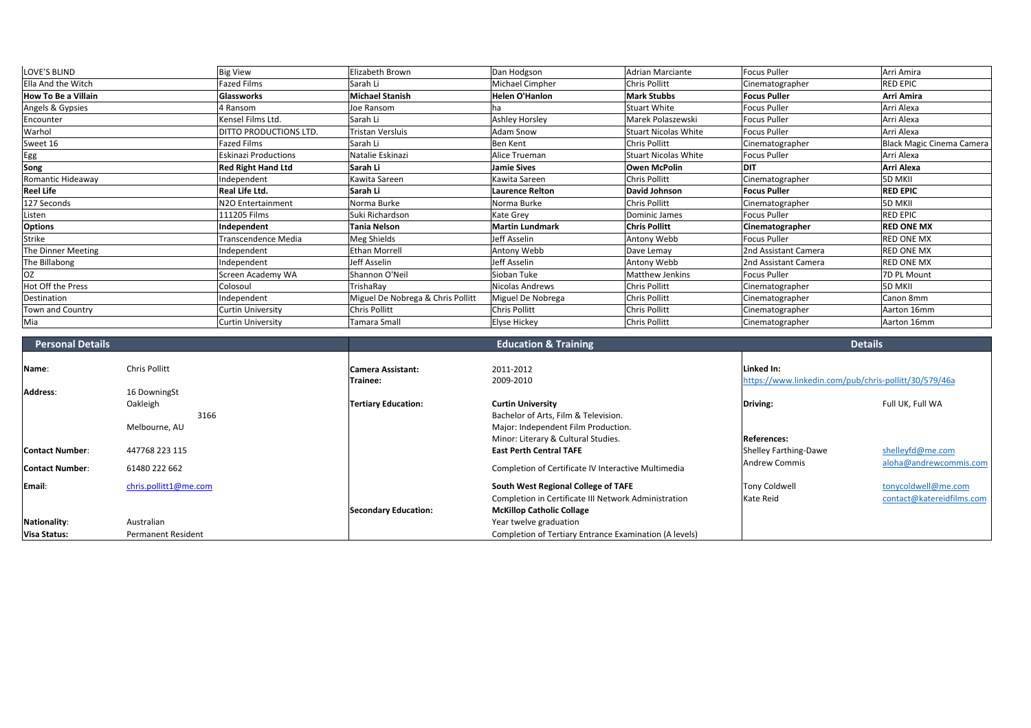| | | | | | | |
|---|---|---|---|---|---|---|
| LOVE'S BLIND | Big View | Elizabeth Brown | Dan Hodgson | Adrian Marciante | Focus Puller | Arri Amira |
| Ella And the Witch | Fazed Films | Sarah Li | Michael Cimpher | Chris Pollitt | Cinematographer | RED EPIC |
| **How To Be a Villain** | **Glassworks** | **Michael Stanish** | **Helen O'Hanlon** | **Mark Stubbs** | **Focus Puller** | **Arri Amira** |
| Angels & Gypsies | 4 Ransom | Joe Ransom | ha | Stuart White | Focus Puller | Arri Alexa |
| Encounter | Kensel Films Ltd. | Sarah Li | Ashley Horsley | Marek Polaszewski | Focus Puller | Arri Alexa |
| Warhol | DITTO PRODUCTIONS LTD. | Tristan Versluis | Adam Snow | Stuart Nicolas White | Focus Puller | Arri Alexa |
| Sweet 16 | Fazed Films | Sarah Li | Ben Kent | Chris Pollitt | Cinematographer | Black Magic Cinema Camera |
| Egg | Eskinazi Productions | Natalie Eskinazi | Alice Trueman | Stuart Nicolas White | Focus Puller | Arri Alexa |
| **Song** | **Red Right Hand Ltd** | **Sarah Li** | **Jamie Sives** | **Owen McPolin** | **DIT** | **Arri Alexa** |
| Romantic Hideaway | Independent | Kawita Sareen | Kawita Sareen | Chris Pollitt | Cinematographer | 5D MKII |
| **Reel Life** | **Real Life Ltd.** | **Sarah Li** | **Laurence Relton** | **David Johnson** | **Focus Puller** | **RED EPIC** |
| 127 Seconds | N2O Entertainment | Norma Burke | Norma Burke | Chris Pollitt | Cinematographer | 5D MKII |
| Listen | 111205 Films | Suki Richardson | Kate Grey | Dominic James | Focus Puller | RED EPIC |
| **Options** | **Independent** | **Tania Nelson** | **Martin Lundmark** | **Chris Pollitt** | **Cinematographer** | **RED ONE MX** |
| Strike | Transcendence Media | Meg Shields | Jeff Asselin | Antony Webb | Focus Puller | RED ONE MX |
| The Dinner Meeting | Independent | Ethan Morrell | Antony Webb | Dave Lemay | 2nd Assistant Camera | RED ONE MX |
| The Billabong | Independent | Jeff Asselin | Jeff Asselin | Antony Webb | 2nd Assistant Camera | RED ONE MX |
| OZ | Screen Academy WA | Shannon O'Neil | Sioban Tuke | Matthew Jenkins | Focus Puller | 7D PL Mount |
| Hot Off the Press | Colosoul | TrishaRay | Nicolas Andrews | Chris Pollitt | Cinematographer | 5D MKII |
| Destination | Independent | Miguel De Nobrega & Chris Pollitt | Miguel De Nobrega | Chris Pollitt | Cinematographer | Canon 8mm |
| Town and Country | Curtin University | Chris Pollitt | Chris Pollitt | Chris Pollitt | Cinematographer | Aarton 16mm |
| Mia | Curtin University | Tamara Small | Elyse Hickey | Chris Pollitt | Cinematographer | Aarton 16mm |

| Personal Details | | Education & Training | | Details | |
|---|---|---|---|---|---|
| **Name**: | Chris Pollitt | **Camera Assistant:** | 2011-2012 | **Linked In:** | |
| | | **Trainee:** | 2009-2010 | https://www.linkedin.com/pub/chris-pollitt/30/579/46a | |
| **Address**: | 16 DowningSt | | | | |
| | Oakleigh | **Tertiary Education:** | **Curtin University** | **Driving:** | Full UK, Full WA |
| | 3166 | | Bachelor of Arts, Film & Television. | | |
| | Melbourne, AU | | Major: Independent Film Production. | | |
| | | | Minor: Literary & Cultural Studies. | **References:** | |
| **Contact Number**: | 447768 223 115 | | **East Perth Central TAFE** | Shelley Farthing-Dawe | shelleyfd@me.com |
| **Contact Number**: | 61480 222 662 | | Completion of Certificate IV Interactive Multimedia | Andrew Commis | aloha@andrewcommis.com |
| **Email**: | chris.pollitt1@me.com | | **South West Regional College of TAFE** | Tony Coldwell | tonycoldwell@me.com |
| | | | Completion in Certificate III Network Administration | Kate Reid | contact@katereidfilms.com |
| | | **Secondary Education:** | **McKillop Catholic Collage** | | |
| **Nationality**: | Australian | | Year twelve graduation | | |
| **Visa Status:** | Permanent Resident | | Completion of Tertiary Entrance Examination (A levels) | | |